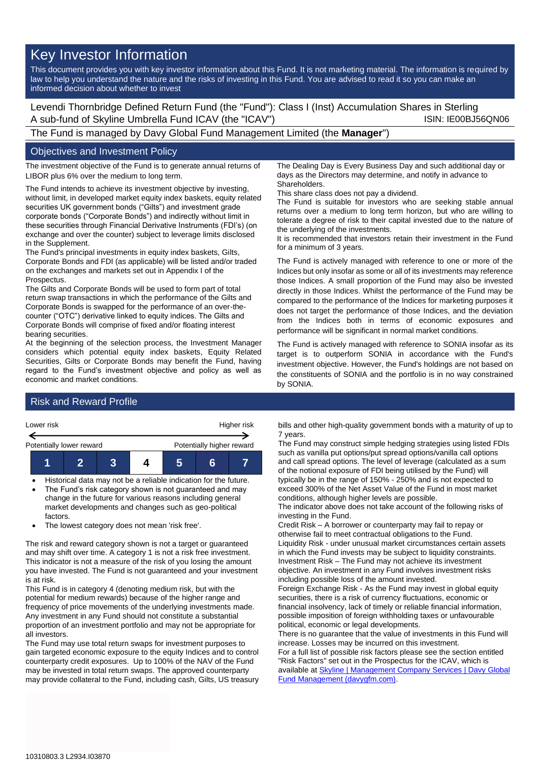# Key Investor Information

This document provides you with key investor information about this Fund. It is not marketing material. The information is required by law to help you understand the nature and the risks of investing in this Fund. You are advised to read it so you can make an informed decision about whether to invest

Levendi Thornbridge Defined Return Fund (the "Fund"): Class I (Inst) Accumulation Shares in Sterling
A sub-fund of Skyline Umbrella Fund ICAV (the "ICAV") ISIN: IE00BJ56QN06

The Fund is managed by Davy Global Fund Management Limited (the **Manager**")

## Objectives and Investment Policy

The investment objective of the Fund is to generate annual returns of LIBOR plus 6% over the medium to long term.

The Fund intends to achieve its investment objective by investing, without limit, in developed market equity index baskets, equity related securities UK government bonds ("Gilts") and investment grade corporate bonds ("Corporate Bonds") and indirectly without limit in these securities through Financial Derivative Instruments (FDI's) (on exchange and over the counter) subject to leverage limits disclosed in the Supplement.

The Fund's principal investments in equity index baskets, Gilts, Corporate Bonds and FDI (as applicable) will be listed and/or traded on the exchanges and markets set out in Appendix I of the Prospectus.

The Gilts and Corporate Bonds will be used to form part of total return swap transactions in which the performance of the Gilts and Corporate Bonds is swapped for the performance of an over-the-counter ("OTC") derivative linked to equity indices. The Gilts and Corporate Bonds will comprise of fixed and/or floating interest bearing securities.

At the beginning of the selection process, the Investment Manager considers which potential equity index baskets, Equity Related Securities, Gilts or Corporate Bonds may benefit the Fund, having regard to the Fund's investment objective and policy as well as economic and market conditions.

The Dealing Day is Every Business Day and such additional day or days as the Directors may determine, and notify in advance to Shareholders.

This share class does not pay a dividend.

The Fund is suitable for investors who are seeking stable annual returns over a medium to long term horizon, but who are willing to tolerate a degree of risk to their capital invested due to the nature of the underlying of the investments.

It is recommended that investors retain their investment in the Fund for a minimum of 3 years.

The Fund is actively managed with reference to one or more of the Indices but only insofar as some or all of its investments may reference those Indices. A small proportion of the Fund may also be invested directly in those Indices. Whilst the performance of the Fund may be compared to the performance of the Indices for marketing purposes it does not target the performance of those Indices, and the deviation from the Indices both in terms of economic exposures and performance will be significant in normal market conditions.

The Fund is actively managed with reference to SONIA insofar as its target is to outperform SONIA in accordance with the Fund's investment objective. However, the Fund's holdings are not based on the constituents of SONIA and the portfolio is in no way constrained by SONIA.

## Risk and Reward Profile

| Lower risk | | | | | | Higher risk |
|---|---|---|---|---|---|---|
| Potentially lower reward | | | | | | Potentially higher reward |
| 1 | 2 | 3 | **4** | 5 | 6 | 7 |

- Historical data may not be a reliable indication for the future.
- The Fund's risk category shown is not guaranteed and may change in the future for various reasons including general market developments and changes such as geo-political factors.
- The lowest category does not mean 'risk free'.

The risk and reward category shown is not a target or guaranteed and may shift over time. A category 1 is not a risk free investment. This indicator is not a measure of the risk of you losing the amount you have invested. The Fund is not guaranteed and your investment is at risk.

This Fund is in category 4 (denoting medium risk, but with the potential for medium rewards) because of the higher range and frequency of price movements of the underlying investments made. Any investment in any Fund should not constitute a substantial proportion of an investment portfolio and may not be appropriate for all investors.

The Fund may use total return swaps for investment purposes to gain targeted economic exposure to the equity Indices and to control counterparty credit exposures. Up to 100% of the NAV of the Fund may be invested in total return swaps. The approved counterparty may provide collateral to the Fund, including cash, Gilts, US treasury bills and other high-quality government bonds with a maturity of up to 7 years.

The Fund may construct simple hedging strategies using listed FDIs such as vanilla put options/put spread options/vanilla call options and call spread options. The level of leverage (calculated as a sum of the notional exposure of FDI being utilised by the Fund) will typically be in the range of 150% - 250% and is not expected to exceed 300% of the Net Asset Value of the Fund in most market conditions, although higher levels are possible.

The indicator above does not take account of the following risks of investing in the Fund.

Credit Risk – A borrower or counterparty may fail to repay or otherwise fail to meet contractual obligations to the Fund.

Liquidity Risk - under unusual market circumstances certain assets in which the Fund invests may be subject to liquidity constraints.

Investment Risk – The Fund may not achieve its investment objective. An investment in any Fund involves investment risks including possible loss of the amount invested.

Foreign Exchange Risk - As the Fund may invest in global equity securities, there is a risk of currency fluctuations, economic or financial insolvency, lack of timely or reliable financial information, possible imposition of foreign withholding taxes or unfavourable political, economic or legal developments.

There is no guarantee that the value of investments in this Fund will increase. Losses may be incurred on this investment.

For a full list of possible risk factors please see the section entitled "Risk Factors" set out in the Prospectus for the ICAV, which is available at [Skyline | Management Company Services | Davy Global Fund Management (davygfm.com)](davygfm.com).

10310803.3 L2934.I03870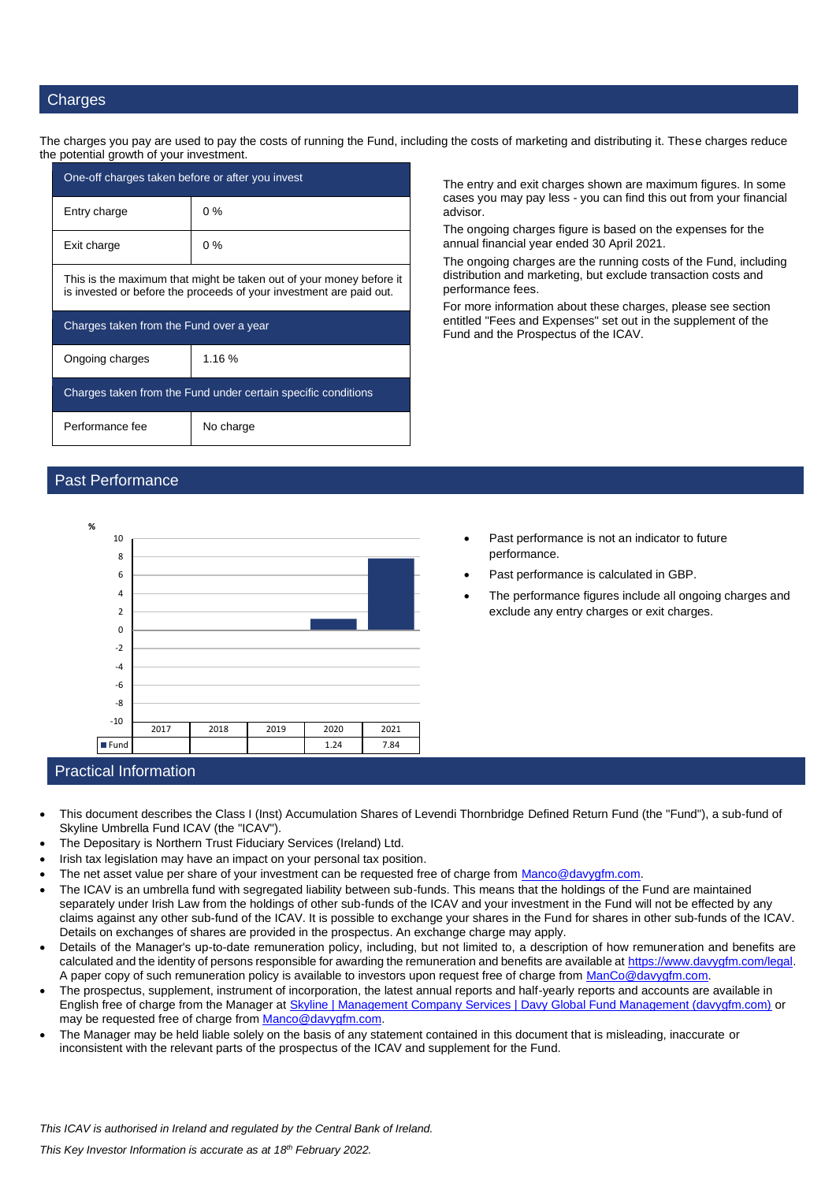## Charges

The charges you pay are used to pay the costs of running the Fund, including the costs of marketing and distributing it. These charges reduce the potential growth of your investment.

| One-off charges taken before or after you invest | |
|---|---|
| Entry charge | 0 % |
| Exit charge | 0 % |
| This is the maximum that might be taken out of your money before it is invested or before the proceeds of your investment are paid out. | |
| **Charges taken from the Fund over a year** | |
| Ongoing charges | 1.16 % |
| **Charges taken from the Fund under certain specific conditions** | |
| Performance fee | No charge |

The entry and exit charges shown are maximum figures. In some cases you may pay less - you can find this out from your financial advisor.

The ongoing charges figure is based on the expenses for the annual financial year ended 30 April 2021.

The ongoing charges are the running costs of the Fund, including distribution and marketing, but exclude transaction costs and performance fees.

For more information about these charges, please see section entitled "Fees and Expenses" set out in the supplement of the Fund and the Prospectus of the ICAV.

## Past Performance

%
10
8
6
4
2
0
-2
-4
-6
-8
-10
2017 2018 2019 2020 2021
Fund 1.24 7.84

- Past performance is not an indicator to future performance.
- Past performance is calculated in GBP.
- The performance figures include all ongoing charges and exclude any entry charges or exit charges.

## Practical Information

- This document describes the Class I (Inst) Accumulation Shares of Levendi Thornbridge Defined Return Fund (the "Fund"), a sub-fund of Skyline Umbrella Fund ICAV (the "ICAV").
- The Depositary is Northern Trust Fiduciary Services (Ireland) Ltd.
- Irish tax legislation may have an impact on your personal tax position.
- The net asset value per share of your investment can be requested free of charge from Manco@davygfm.com.
- The ICAV is an umbrella fund with segregated liability between sub-funds. This means that the holdings of the Fund are maintained separately under Irish Law from the holdings of other sub-funds of the ICAV and your investment in the Fund will not be effected by any claims against any other sub-fund of the ICAV. It is possible to exchange your shares in the Fund for shares in other sub-funds of the ICAV. Details on exchanges of shares are provided in the prospectus. An exchange charge may apply.
- Details of the Manager's up-to-date remuneration policy, including, but not limited to, a description of how remuneration and benefits are calculated and the identity of persons responsible for awarding the remuneration and benefits are available at https://www.davygfm.com/legal. A paper copy of such remuneration policy is available to investors upon request free of charge from ManCo@davygfm.com.
- The prospectus, supplement, instrument of incorporation, the latest annual reports and half-yearly reports and accounts are available in English free of charge from the Manager at Skyline | Management Company Services | Davy Global Fund Management (davygfm.com) or may be requested free of charge from Manco@davygfm.com.
- The Manager may be held liable solely on the basis of any statement contained in this document that is misleading, inaccurate or inconsistent with the relevant parts of the prospectus of the ICAV and supplement for the Fund.

*This ICAV is authorised in Ireland and regulated by the Central Bank of Ireland.*

*This Key Investor Information is accurate as at 18th February 2022.*